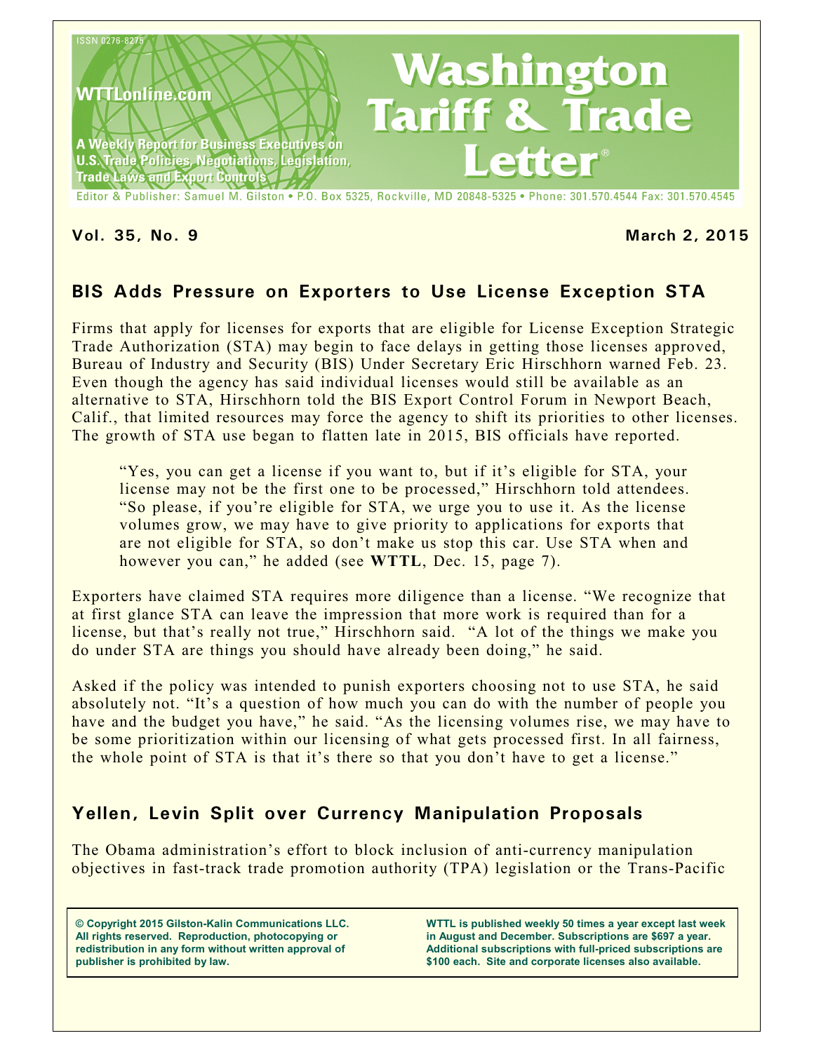ISSN 0276-8275

WTTLonline.com

A Weekly Report for Business Executives on U.S. Trade Policies, Negotiations, Legislation, Trade Laws and Export Controls

# Washington Tariff & Trade Letter®

Editor & Publisher: Samuel M. Gilston • P.O. Box 5325, Rockville, MD 20848-5325 • Phone: 301.570.4544 Fax: 301.570.4545

**Vol. 35, No. 9** **March 2, 2015**

## BIS Adds Pressure on Exporters to Use License Exception STA

Firms that apply for licenses for exports that are eligible for License Exception Strategic Trade Authorization (STA) may begin to face delays in getting those licenses approved, Bureau of Industry and Security (BIS) Under Secretary Eric Hirschhorn warned Feb. 23. Even though the agency has said individual licenses would still be available as an alternative to STA, Hirschhorn told the BIS Export Control Forum in Newport Beach, Calif., that limited resources may force the agency to shift its priorities to other licenses. The growth of STA use began to flatten late in 2015, BIS officials have reported.

> "Yes, you can get a license if you want to, but if it's eligible for STA, your license may not be the first one to be processed," Hirschhorn told attendees. "So please, if you're eligible for STA, we urge you to use it. As the license volumes grow, we may have to give priority to applications for exports that are not eligible for STA, so don't make us stop this car. Use STA when and however you can," he added (see **WTTL**, Dec. 15, page 7).

Exporters have claimed STA requires more diligence than a license. "We recognize that at first glance STA can leave the impression that more work is required than for a license, but that's really not true," Hirschhorn said. "A lot of the things we make you do under STA are things you should have already been doing," he said.

Asked if the policy was intended to punish exporters choosing not to use STA, he said absolutely not. "It's a question of how much you can do with the number of people you have and the budget you have," he said. "As the licensing volumes rise, we may have to be some prioritization within our licensing of what gets processed first. In all fairness, the whole point of STA is that it's there so that you don't have to get a license."

## Yellen, Levin Split over Currency Manipulation Proposals

The Obama administration's effort to block inclusion of anti-currency manipulation objectives in fast-track trade promotion authority (TPA) legislation or the Trans-Pacific

**© Copyright 2015 Gilston-Kalin Communications LLC. All rights reserved. Reproduction, photocopying or redistribution in any form without written approval of publisher is prohibited by law.**

**WTTL is published weekly 50 times a year except last week in August and December. Subscriptions are $697 a year. Additional subscriptions with full-priced subscriptions are $100 each. Site and corporate licenses also available.**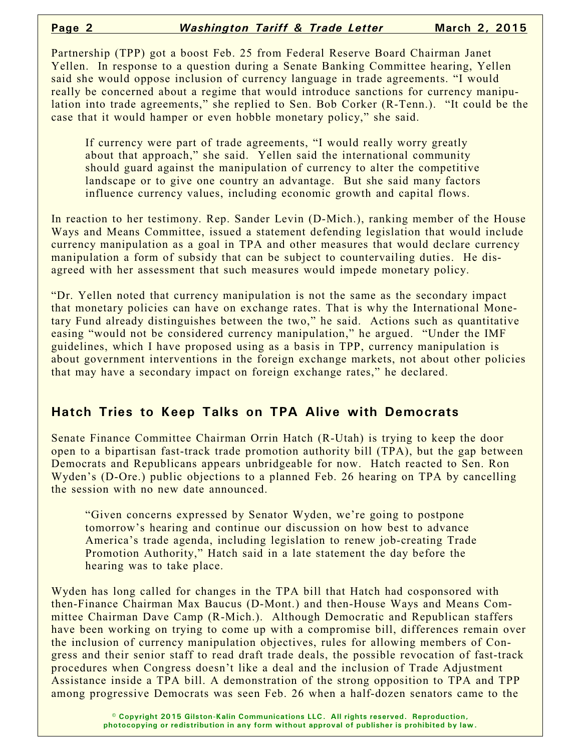Partnership (TPP) got a boost Feb. 25 from Federal Reserve Board Chairman Janet Yellen. In response to a question during a Senate Banking Committee hearing, Yellen said she would oppose inclusion of currency language in trade agreements. "I would really be concerned about a regime that would introduce sanctions for currency manipulation into trade agreements," she replied to Sen. Bob Corker (R-Tenn.). "It could be the case that it would hamper or even hobble monetary policy," she said.

> If currency were part of trade agreements, "I would really worry greatly about that approach," she said. Yellen said the international community should guard against the manipulation of currency to alter the competitive landscape or to give one country an advantage. But she said many factors influence currency values, including economic growth and capital flows.

In reaction to her testimony. Rep. Sander Levin (D-Mich.), ranking member of the House Ways and Means Committee, issued a statement defending legislation that would include currency manipulation as a goal in TPA and other measures that would declare currency manipulation a form of subsidy that can be subject to countervailing duties. He disagreed with her assessment that such measures would impede monetary policy.

"Dr. Yellen noted that currency manipulation is not the same as the secondary impact that monetary policies can have on exchange rates. That is why the International Monetary Fund already distinguishes between the two," he said. Actions such as quantitative easing "would not be considered currency manipulation," he argued. "Under the IMF guidelines, which I have proposed using as a basis in TPP, currency manipulation is about government interventions in the foreign exchange markets, not about other policies that may have a secondary impact on foreign exchange rates," he declared.

## Hatch Tries to Keep Talks on TPA Alive with Democrats

Senate Finance Committee Chairman Orrin Hatch (R-Utah) is trying to keep the door open to a bipartisan fast-track trade promotion authority bill (TPA), but the gap between Democrats and Republicans appears unbridgeable for now. Hatch reacted to Sen. Ron Wyden's (D-Ore.) public objections to a planned Feb. 26 hearing on TPA by cancelling the session with no new date announced.

> "Given concerns expressed by Senator Wyden, we're going to postpone tomorrow's hearing and continue our discussion on how best to advance America's trade agenda, including legislation to renew job-creating Trade Promotion Authority," Hatch said in a late statement the day before the hearing was to take place.

Wyden has long called for changes in the TPA bill that Hatch had cosponsored with then-Finance Chairman Max Baucus (D-Mont.) and then-House Ways and Means Committee Chairman Dave Camp (R-Mich.). Although Democratic and Republican staffers have been working on trying to come up with a compromise bill, differences remain over the inclusion of currency manipulation objectives, rules for allowing members of Congress and their senior staff to read draft trade deals, the possible revocation of fast-track procedures when Congress doesn't like a deal and the inclusion of Trade Adjustment Assistance inside a TPA bill. A demonstration of the strong opposition to TPA and TPP among progressive Democrats was seen Feb. 26 when a half-dozen senators came to the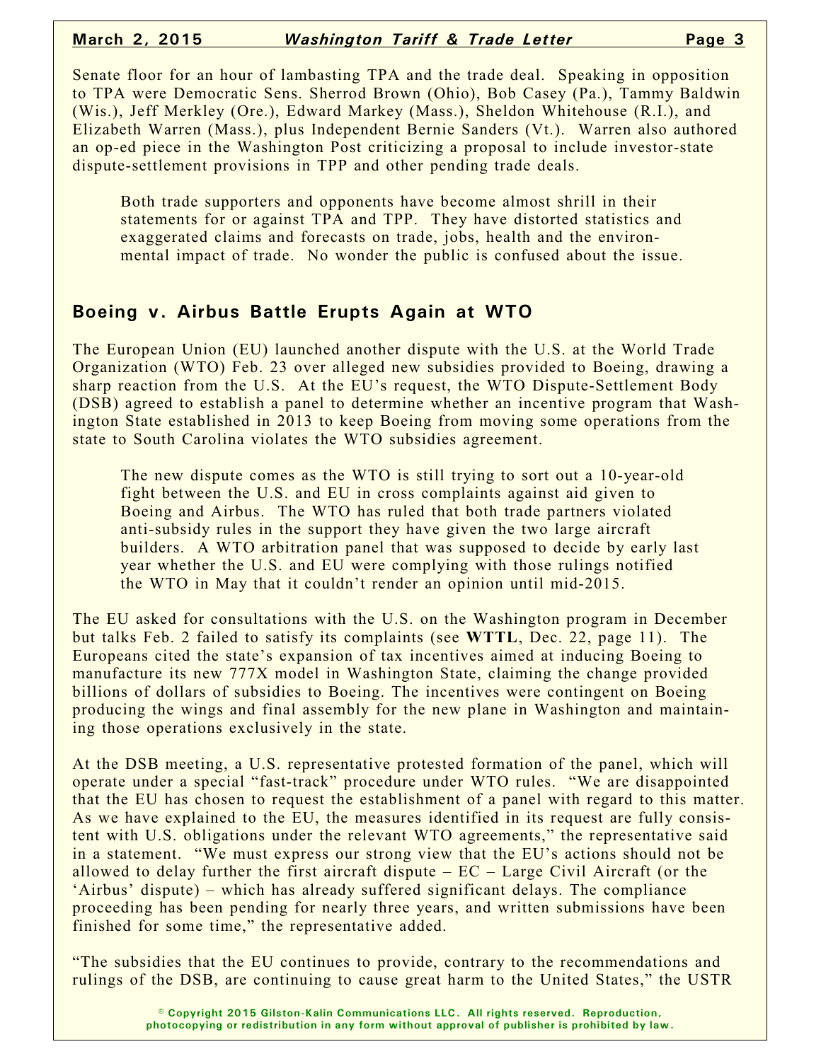Senate floor for an hour of lambasting TPA and the trade deal. Speaking in opposition to TPA were Democratic Sens. Sherrod Brown (Ohio), Bob Casey (Pa.), Tammy Baldwin (Wis.), Jeff Merkley (Ore.), Edward Markey (Mass.), Sheldon Whitehouse (R.I.), and Elizabeth Warren (Mass.), plus Independent Bernie Sanders (Vt.). Warren also authored an op-ed piece in the Washington Post criticizing a proposal to include investor-state dispute-settlement provisions in TPP and other pending trade deals.

> Both trade supporters and opponents have become almost shrill in their statements for or against TPA and TPP. They have distorted statistics and exaggerated claims and forecasts on trade, jobs, health and the environmental impact of trade. No wonder the public is confused about the issue.

## Boeing v. Airbus Battle Erupts Again at WTO

The European Union (EU) launched another dispute with the U.S. at the World Trade Organization (WTO) Feb. 23 over alleged new subsidies provided to Boeing, drawing a sharp reaction from the U.S. At the EU's request, the WTO Dispute-Settlement Body (DSB) agreed to establish a panel to determine whether an incentive program that Washington State established in 2013 to keep Boeing from moving some operations from the state to South Carolina violates the WTO subsidies agreement.

> The new dispute comes as the WTO is still trying to sort out a 10-year-old fight between the U.S. and EU in cross complaints against aid given to Boeing and Airbus. The WTO has ruled that both trade partners violated anti-subsidy rules in the support they have given the two large aircraft builders. A WTO arbitration panel that was supposed to decide by early last year whether the U.S. and EU were complying with those rulings notified the WTO in May that it couldn't render an opinion until mid-2015.

The EU asked for consultations with the U.S. on the Washington program in December but talks Feb. 2 failed to satisfy its complaints (see **WTTL**, Dec. 22, page 11). The Europeans cited the state's expansion of tax incentives aimed at inducing Boeing to manufacture its new 777X model in Washington State, claiming the change provided billions of dollars of subsidies to Boeing. The incentives were contingent on Boeing producing the wings and final assembly for the new plane in Washington and maintaining those operations exclusively in the state.

At the DSB meeting, a U.S. representative protested formation of the panel, which will operate under a special "fast-track" procedure under WTO rules. "We are disappointed that the EU has chosen to request the establishment of a panel with regard to this matter. As we have explained to the EU, the measures identified in its request are fully consistent with U.S. obligations under the relevant WTO agreements," the representative said in a statement. "We must express our strong view that the EU's actions should not be allowed to delay further the first aircraft dispute – EC – Large Civil Aircraft (or the 'Airbus' dispute) – which has already suffered significant delays. The compliance proceeding has been pending for nearly three years, and written submissions have been finished for some time," the representative added.

"The subsidies that the EU continues to provide, contrary to the recommendations and rulings of the DSB, are continuing to cause great harm to the United States," the USTR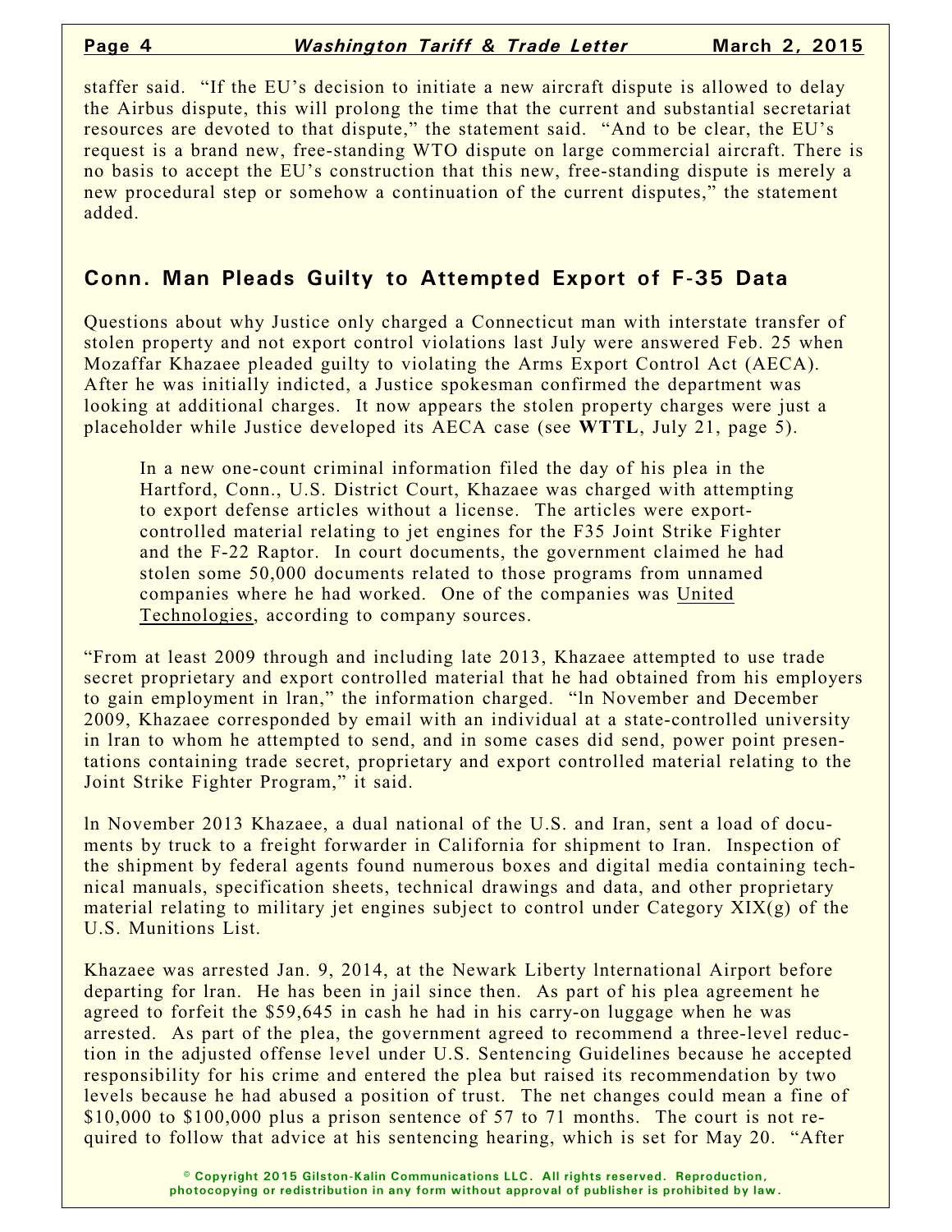staffer said. "If the EU's decision to initiate a new aircraft dispute is allowed to delay the Airbus dispute, this will prolong the time that the current and substantial secretariat resources are devoted to that dispute," the statement said. "And to be clear, the EU's request is a brand new, free-standing WTO dispute on large commercial aircraft. There is no basis to accept the EU's construction that this new, free-standing dispute is merely a new procedural step or somehow a continuation of the current disputes," the statement added.

## Conn. Man Pleads Guilty to Attempted Export of F-35 Data

Questions about why Justice only charged a Connecticut man with interstate transfer of stolen property and not export control violations last July were answered Feb. 25 when Mozaffar Khazaee pleaded guilty to violating the Arms Export Control Act (AECA). After he was initially indicted, a Justice spokesman confirmed the department was looking at additional charges. It now appears the stolen property charges were just a placeholder while Justice developed its AECA case (see **WTTL**, July 21, page 5).

> In a new one-count criminal information filed the day of his plea in the Hartford, Conn., U.S. District Court, Khazaee was charged with attempting to export defense articles without a license. The articles were export-controlled material relating to jet engines for the F35 Joint Strike Fighter and the F-22 Raptor. In court documents, the government claimed he had stolen some 50,000 documents related to those programs from unnamed companies where he had worked. One of the companies was United Technologies, according to company sources.

"From at least 2009 through and including late 2013, Khazaee attempted to use trade secret proprietary and export controlled material that he had obtained from his employers to gain employment in Iran," the information charged. "In November and December 2009, Khazaee corresponded by email with an individual at a state-controlled university in Iran to whom he attempted to send, and in some cases did send, power point presentations containing trade secret, proprietary and export controlled material relating to the Joint Strike Fighter Program," it said.

In November 2013 Khazaee, a dual national of the U.S. and Iran, sent a load of documents by truck to a freight forwarder in California for shipment to Iran. Inspection of the shipment by federal agents found numerous boxes and digital media containing technical manuals, specification sheets, technical drawings and data, and other proprietary material relating to military jet engines subject to control under Category XIX(g) of the U.S. Munitions List.

Khazaee was arrested Jan. 9, 2014, at the Newark Liberty International Airport before departing for Iran. He has been in jail since then. As part of his plea agreement he agreed to forfeit the $59,645 in cash he had in his carry-on luggage when he was arrested. As part of the plea, the government agreed to recommend a three-level reduction in the adjusted offense level under U.S. Sentencing Guidelines because he accepted responsibility for his crime and entered the plea but raised its recommendation by two levels because he had abused a position of trust. The net changes could mean a fine of $10,000 to $100,000 plus a prison sentence of 57 to 71 months. The court is not required to follow that advice at his sentencing hearing, which is set for May 20. "After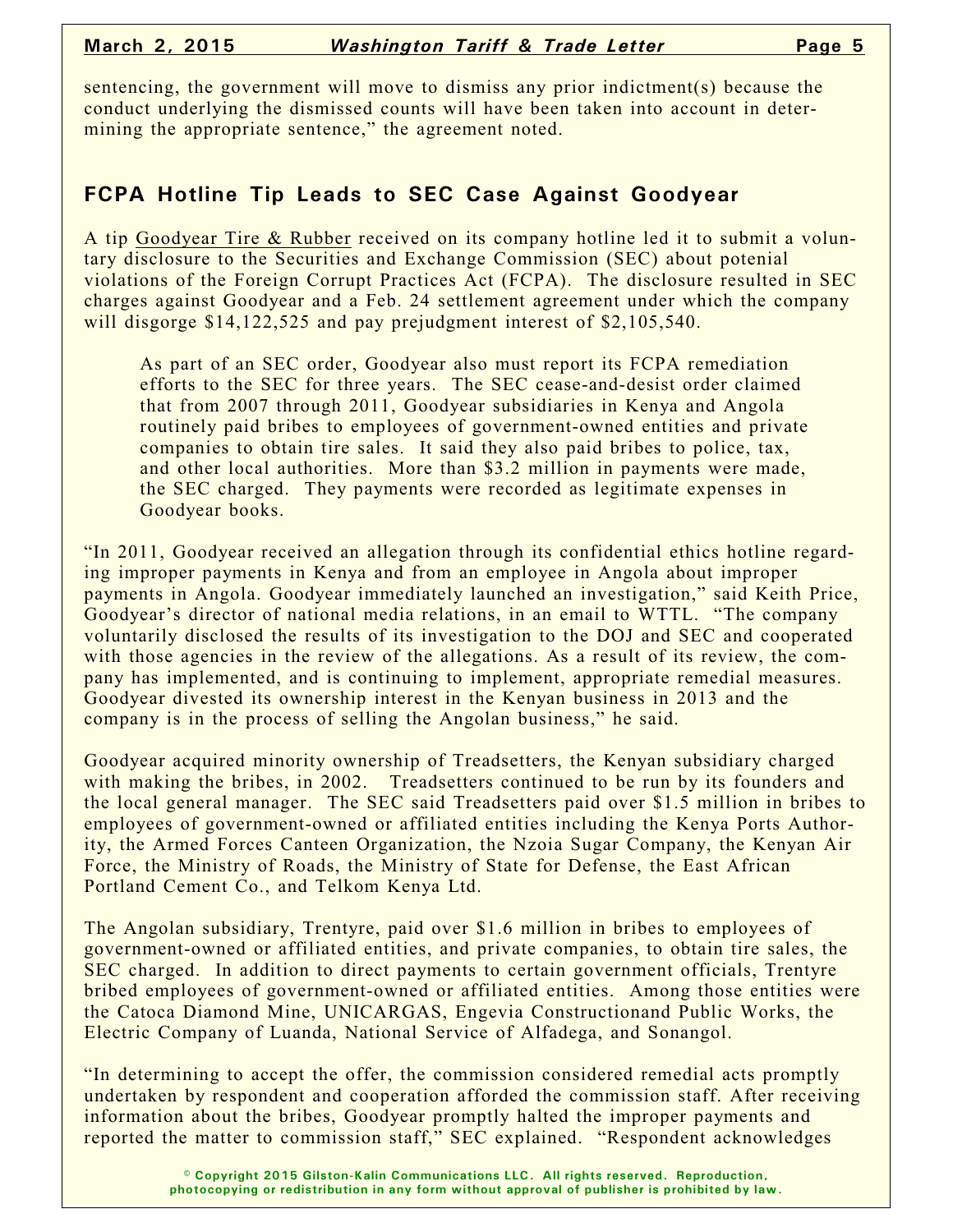sentencing, the government will move to dismiss any prior indictment(s) because the conduct underlying the dismissed counts will have been taken into account in determining the appropriate sentence," the agreement noted.

## FCPA Hotline Tip Leads to SEC Case Against Goodyear

A tip Goodyear Tire & Rubber received on its company hotline led it to submit a voluntary disclosure to the Securities and Exchange Commission (SEC) about potenial violations of the Foreign Corrupt Practices Act (FCPA). The disclosure resulted in SEC charges against Goodyear and a Feb. 24 settlement agreement under which the company will disgorge $14,122,525 and pay prejudgment interest of $2,105,540.

> As part of an SEC order, Goodyear also must report its FCPA remediation efforts to the SEC for three years. The SEC cease-and-desist order claimed that from 2007 through 2011, Goodyear subsidiaries in Kenya and Angola routinely paid bribes to employees of government-owned entities and private companies to obtain tire sales. It said they also paid bribes to police, tax, and other local authorities. More than $3.2 million in payments were made, the SEC charged. They payments were recorded as legitimate expenses in Goodyear books.

"In 2011, Goodyear received an allegation through its confidential ethics hotline regarding improper payments in Kenya and from an employee in Angola about improper payments in Angola. Goodyear immediately launched an investigation," said Keith Price, Goodyear's director of national media relations, in an email to WTTL. "The company voluntarily disclosed the results of its investigation to the DOJ and SEC and cooperated with those agencies in the review of the allegations. As a result of its review, the company has implemented, and is continuing to implement, appropriate remedial measures. Goodyear divested its ownership interest in the Kenyan business in 2013 and the company is in the process of selling the Angolan business," he said.

Goodyear acquired minority ownership of Treadsetters, the Kenyan subsidiary charged with making the bribes, in 2002. Treadsetters continued to be run by its founders and the local general manager. The SEC said Treadsetters paid over $1.5 million in bribes to employees of government-owned or affiliated entities including the Kenya Ports Authority, the Armed Forces Canteen Organization, the Nzoia Sugar Company, the Kenyan Air Force, the Ministry of Roads, the Ministry of State for Defense, the East African Portland Cement Co., and Telkom Kenya Ltd.

The Angolan subsidiary, Trentyre, paid over $1.6 million in bribes to employees of government-owned or affiliated entities, and private companies, to obtain tire sales, the SEC charged. In addition to direct payments to certain government officials, Trentyre bribed employees of government-owned or affiliated entities. Among those entities were the Catoca Diamond Mine, UNICARGAS, Engevia Constructionand Public Works, the Electric Company of Luanda, National Service of Alfadega, and Sonangol.

"In determining to accept the offer, the commission considered remedial acts promptly undertaken by respondent and cooperation afforded the commission staff. After receiving information about the bribes, Goodyear promptly halted the improper payments and reported the matter to commission staff," SEC explained. "Respondent acknowledges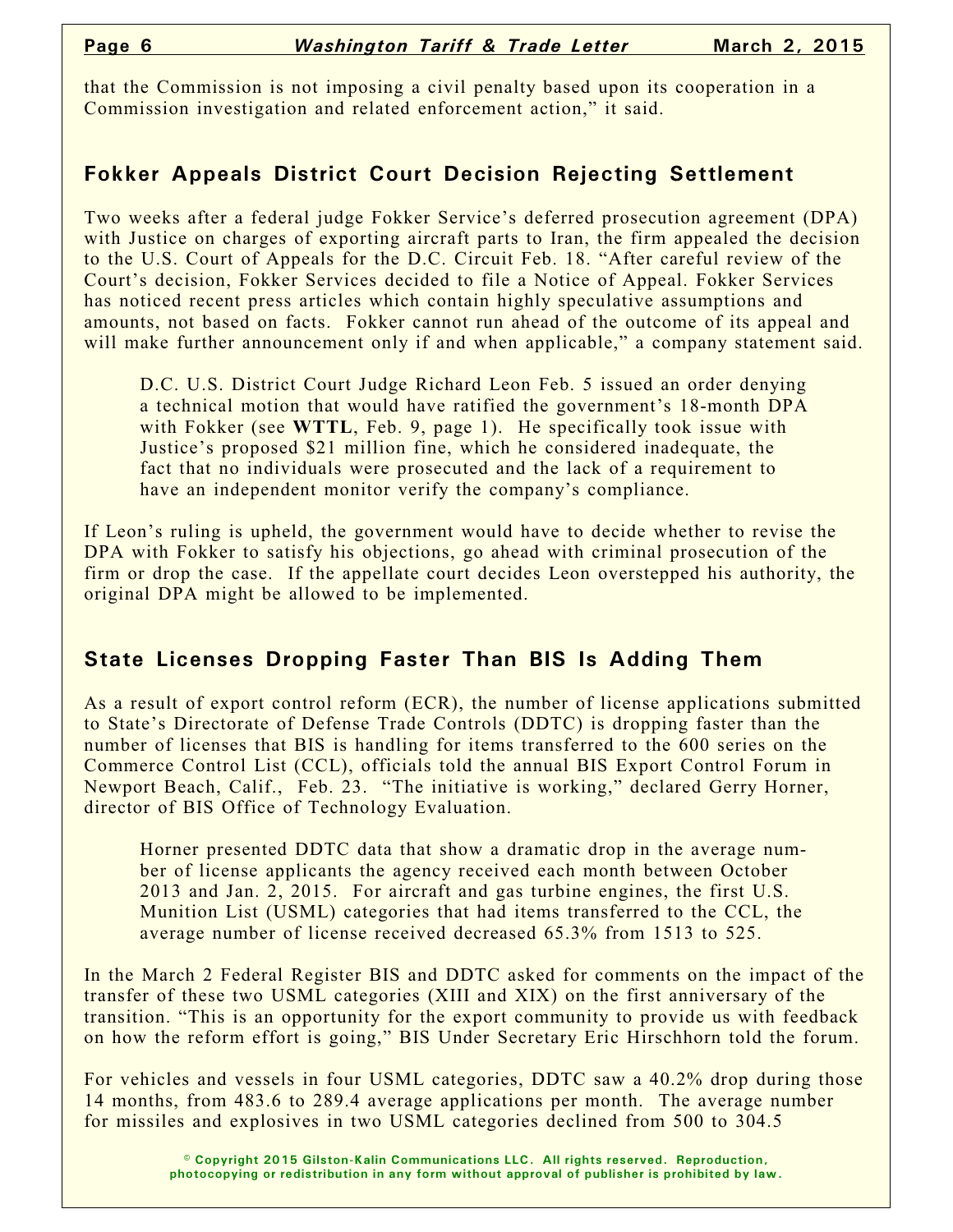that the Commission is not imposing a civil penalty based upon its cooperation in a Commission investigation and related enforcement action," it said.

## Fokker Appeals District Court Decision Rejecting Settlement

Two weeks after a federal judge Fokker Service's deferred prosecution agreement (DPA) with Justice on charges of exporting aircraft parts to Iran, the firm appealed the decision to the U.S. Court of Appeals for the D.C. Circuit Feb. 18. "After careful review of the Court's decision, Fokker Services decided to file a Notice of Appeal. Fokker Services has noticed recent press articles which contain highly speculative assumptions and amounts, not based on facts. Fokker cannot run ahead of the outcome of its appeal and will make further announcement only if and when applicable," a company statement said.

> D.C. U.S. District Court Judge Richard Leon Feb. 5 issued an order denying a technical motion that would have ratified the government's 18-month DPA with Fokker (see **WTTL**, Feb. 9, page 1). He specifically took issue with Justice's proposed $21 million fine, which he considered inadequate, the fact that no individuals were prosecuted and the lack of a requirement to have an independent monitor verify the company's compliance.

If Leon's ruling is upheld, the government would have to decide whether to revise the DPA with Fokker to satisfy his objections, go ahead with criminal prosecution of the firm or drop the case. If the appellate court decides Leon overstepped his authority, the original DPA might be allowed to be implemented.

## State Licenses Dropping Faster Than BIS Is Adding Them

As a result of export control reform (ECR), the number of license applications submitted to State's Directorate of Defense Trade Controls (DDTC) is dropping faster than the number of licenses that BIS is handling for items transferred to the 600 series on the Commerce Control List (CCL), officials told the annual BIS Export Control Forum in Newport Beach, Calif., Feb. 23. "The initiative is working," declared Gerry Horner, director of BIS Office of Technology Evaluation.

> Horner presented DDTC data that show a dramatic drop in the average number of license applicants the agency received each month between October 2013 and Jan. 2, 2015. For aircraft and gas turbine engines, the first U.S. Munition List (USML) categories that had items transferred to the CCL, the average number of license received decreased 65.3% from 1513 to 525.

In the March 2 Federal Register BIS and DDTC asked for comments on the impact of the transfer of these two USML categories (XIII and XIX) on the first anniversary of the transition. "This is an opportunity for the export community to provide us with feedback on how the reform effort is going," BIS Under Secretary Eric Hirschhorn told the forum.

For vehicles and vessels in four USML categories, DDTC saw a 40.2% drop during those 14 months, from 483.6 to 289.4 average applications per month. The average number for missiles and explosives in two USML categories declined from 500 to 304.5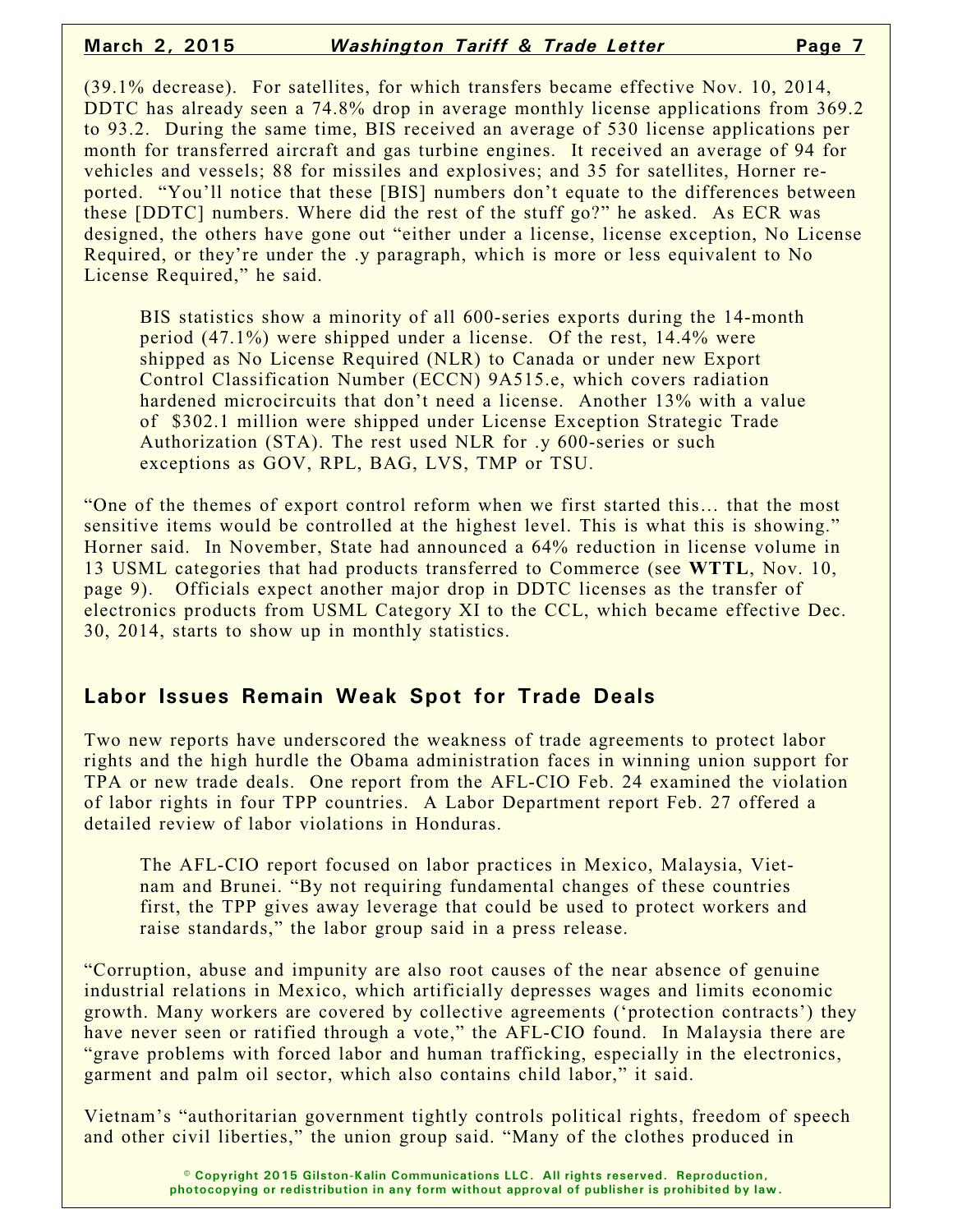(39.1% decrease). For satellites, for which transfers became effective Nov. 10, 2014, DDTC has already seen a 74.8% drop in average monthly license applications from 369.2 to 93.2. During the same time, BIS received an average of 530 license applications per month for transferred aircraft and gas turbine engines. It received an average of 94 for vehicles and vessels; 88 for missiles and explosives; and 35 for satellites, Horner reported. "You'll notice that these [BIS] numbers don't equate to the differences between these [DDTC] numbers. Where did the rest of the stuff go?" he asked. As ECR was designed, the others have gone out "either under a license, license exception, No License Required, or they're under the .y paragraph, which is more or less equivalent to No License Required," he said.

> BIS statistics show a minority of all 600-series exports during the 14-month period (47.1%) were shipped under a license. Of the rest, 14.4% were shipped as No License Required (NLR) to Canada or under new Export Control Classification Number (ECCN) 9A515.e, which covers radiation hardened microcircuits that don't need a license. Another 13% with a value of $302.1 million were shipped under License Exception Strategic Trade Authorization (STA). The rest used NLR for .y 600-series or such exceptions as GOV, RPL, BAG, LVS, TMP or TSU.

"One of the themes of export control reform when we first started this… that the most sensitive items would be controlled at the highest level. This is what this is showing." Horner said. In November, State had announced a 64% reduction in license volume in 13 USML categories that had products transferred to Commerce (see **WTTL**, Nov. 10, page 9). Officials expect another major drop in DDTC licenses as the transfer of electronics products from USML Category XI to the CCL, which became effective Dec. 30, 2014, starts to show up in monthly statistics.

## Labor Issues Remain Weak Spot for Trade Deals

Two new reports have underscored the weakness of trade agreements to protect labor rights and the high hurdle the Obama administration faces in winning union support for TPA or new trade deals. One report from the AFL-CIO Feb. 24 examined the violation of labor rights in four TPP countries. A Labor Department report Feb. 27 offered a detailed review of labor violations in Honduras.

> The AFL-CIO report focused on labor practices in Mexico, Malaysia, Vietnam and Brunei. "By not requiring fundamental changes of these countries first, the TPP gives away leverage that could be used to protect workers and raise standards," the labor group said in a press release.

"Corruption, abuse and impunity are also root causes of the near absence of genuine industrial relations in Mexico, which artificially depresses wages and limits economic growth. Many workers are covered by collective agreements ('protection contracts') they have never seen or ratified through a vote," the AFL-CIO found. In Malaysia there are "grave problems with forced labor and human trafficking, especially in the electronics, garment and palm oil sector, which also contains child labor," it said.

Vietnam's "authoritarian government tightly controls political rights, freedom of speech and other civil liberties," the union group said. "Many of the clothes produced in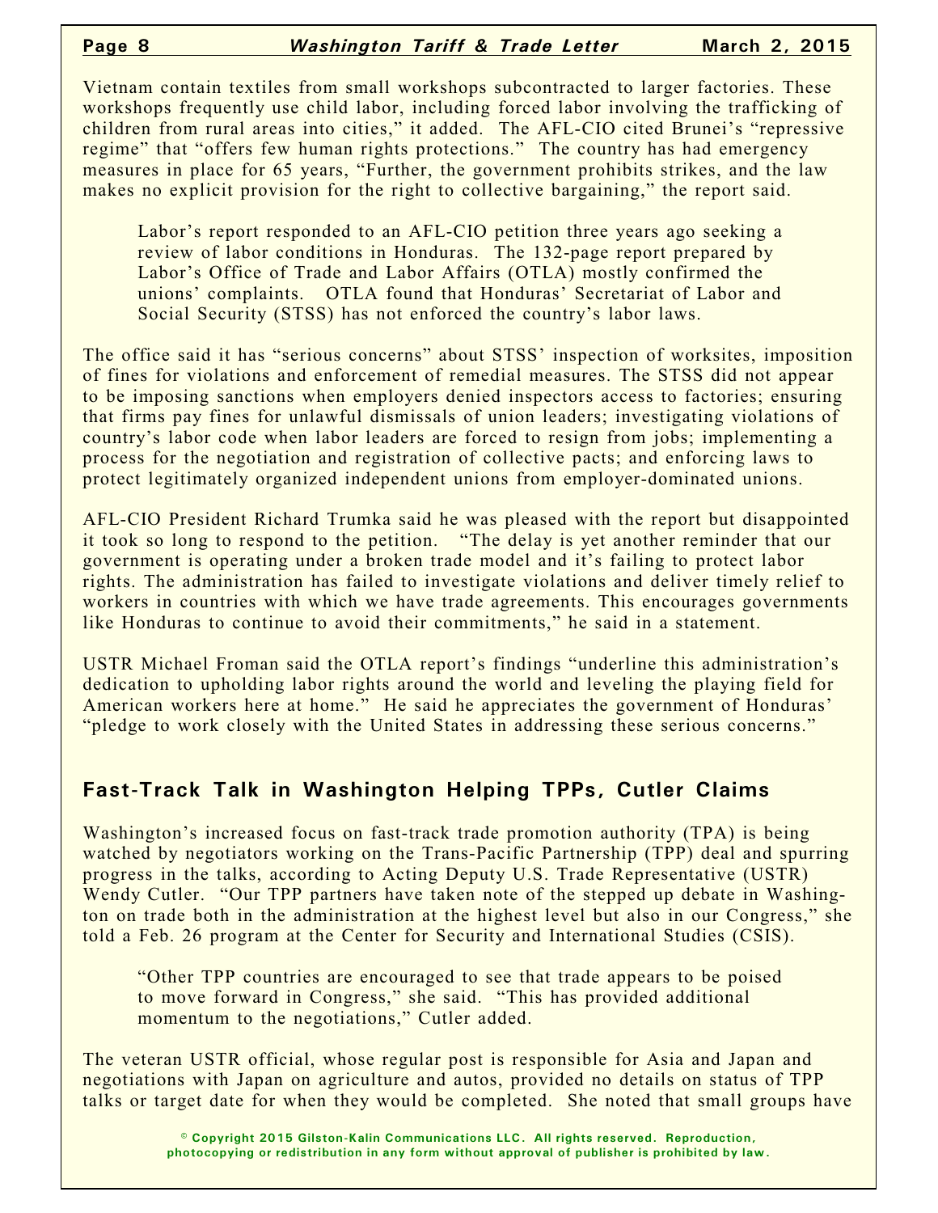Vietnam contain textiles from small workshops subcontracted to larger factories. These workshops frequently use child labor, including forced labor involving the trafficking of children from rural areas into cities," it added. The AFL-CIO cited Brunei's "repressive regime" that "offers few human rights protections." The country has had emergency measures in place for 65 years, "Further, the government prohibits strikes, and the law makes no explicit provision for the right to collective bargaining," the report said.

> Labor's report responded to an AFL-CIO petition three years ago seeking a review of labor conditions in Honduras. The 132-page report prepared by Labor's Office of Trade and Labor Affairs (OTLA) mostly confirmed the unions' complaints. OTLA found that Honduras' Secretariat of Labor and Social Security (STSS) has not enforced the country's labor laws.

The office said it has "serious concerns" about STSS' inspection of worksites, imposition of fines for violations and enforcement of remedial measures. The STSS did not appear to be imposing sanctions when employers denied inspectors access to factories; ensuring that firms pay fines for unlawful dismissals of union leaders; investigating violations of country's labor code when labor leaders are forced to resign from jobs; implementing a process for the negotiation and registration of collective pacts; and enforcing laws to protect legitimately organized independent unions from employer-dominated unions.

AFL-CIO President Richard Trumka said he was pleased with the report but disappointed it took so long to respond to the petition. "The delay is yet another reminder that our government is operating under a broken trade model and it's failing to protect labor rights. The administration has failed to investigate violations and deliver timely relief to workers in countries with which we have trade agreements. This encourages governments like Honduras to continue to avoid their commitments," he said in a statement.

USTR Michael Froman said the OTLA report's findings "underline this administration's dedication to upholding labor rights around the world and leveling the playing field for American workers here at home." He said he appreciates the government of Honduras' "pledge to work closely with the United States in addressing these serious concerns."

## Fast-Track Talk in Washington Helping TPPs, Cutler Claims

Washington's increased focus on fast-track trade promotion authority (TPA) is being watched by negotiators working on the Trans-Pacific Partnership (TPP) deal and spurring progress in the talks, according to Acting Deputy U.S. Trade Representative (USTR) Wendy Cutler. "Our TPP partners have taken note of the stepped up debate in Washington on trade both in the administration at the highest level but also in our Congress," she told a Feb. 26 program at the Center for Security and International Studies (CSIS).

> "Other TPP countries are encouraged to see that trade appears to be poised to move forward in Congress," she said. "This has provided additional momentum to the negotiations," Cutler added.

The veteran USTR official, whose regular post is responsible for Asia and Japan and negotiations with Japan on agriculture and autos, provided no details on status of TPP talks or target date for when they would be completed. She noted that small groups have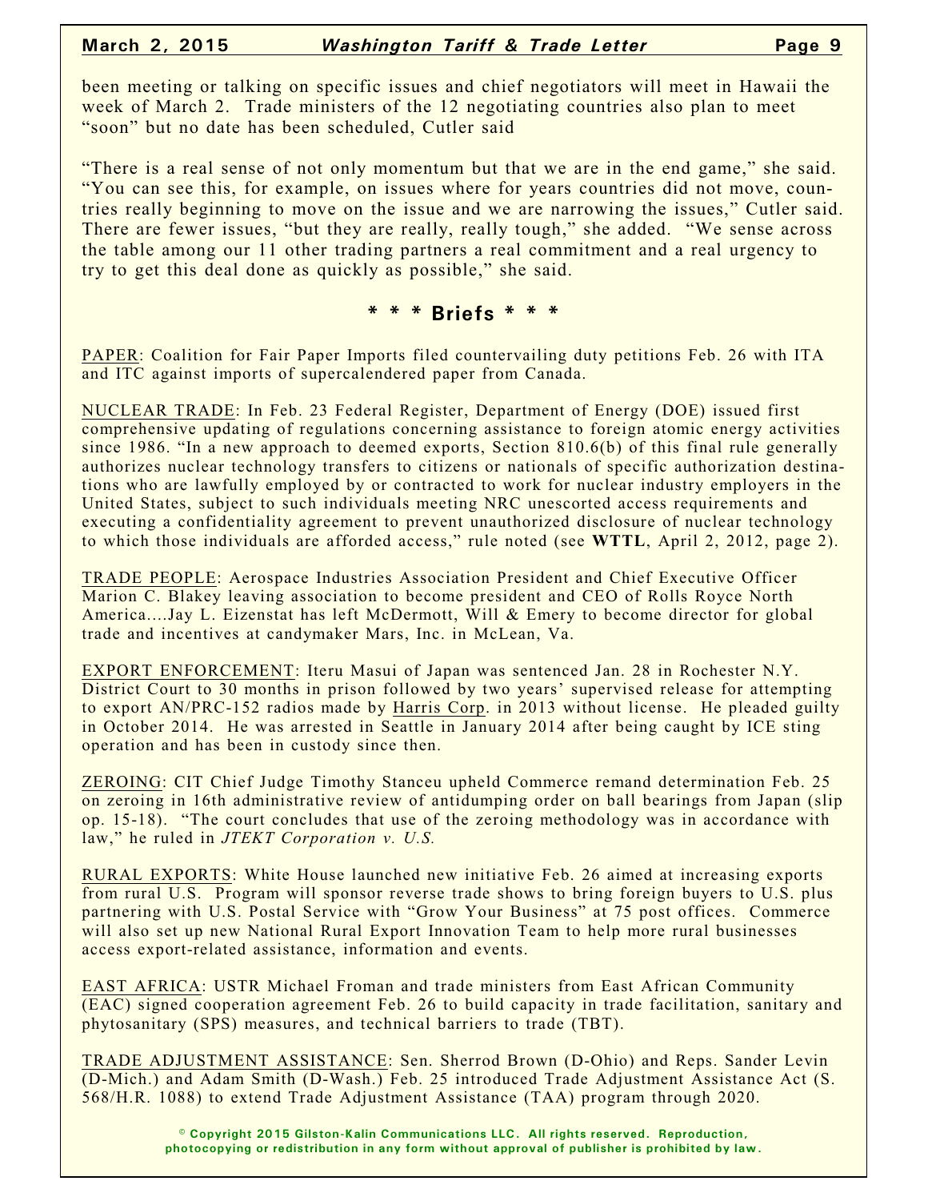been meeting or talking on specific issues and chief negotiators will meet in Hawaii the week of March 2. Trade ministers of the 12 negotiating countries also plan to meet "soon" but no date has been scheduled, Cutler said

"There is a real sense of not only momentum but that we are in the end game," she said. "You can see this, for example, on issues where for years countries did not move, countries really beginning to move on the issue and we are narrowing the issues," Cutler said. There are fewer issues, "but they are really, really tough," she added. "We sense across the table among our 11 other trading partners a real commitment and a real urgency to try to get this deal done as quickly as possible," she said.

## * * * Briefs * * *

PAPER: Coalition for Fair Paper Imports filed countervailing duty petitions Feb. 26 with ITA and ITC against imports of supercalendered paper from Canada.

NUCLEAR TRADE: In Feb. 23 Federal Register, Department of Energy (DOE) issued first comprehensive updating of regulations concerning assistance to foreign atomic energy activities since 1986. "In a new approach to deemed exports, Section 810.6(b) of this final rule generally authorizes nuclear technology transfers to citizens or nationals of specific authorization destinations who are lawfully employed by or contracted to work for nuclear industry employers in the United States, subject to such individuals meeting NRC unescorted access requirements and executing a confidentiality agreement to prevent unauthorized disclosure of nuclear technology to which those individuals are afforded access," rule noted (see **WTTL**, April 2, 2012, page 2).

TRADE PEOPLE: Aerospace Industries Association President and Chief Executive Officer Marion C. Blakey leaving association to become president and CEO of Rolls Royce North America....Jay L. Eizenstat has left McDermott, Will & Emery to become director for global trade and incentives at candymaker Mars, Inc. in McLean, Va.

EXPORT ENFORCEMENT: Iteru Masui of Japan was sentenced Jan. 28 in Rochester N.Y. District Court to 30 months in prison followed by two years' supervised release for attempting to export AN/PRC-152 radios made by Harris Corp. in 2013 without license. He pleaded guilty in October 2014. He was arrested in Seattle in January 2014 after being caught by ICE sting operation and has been in custody since then.

ZEROING: CIT Chief Judge Timothy Stanceu upheld Commerce remand determination Feb. 25 on zeroing in 16th administrative review of antidumping order on ball bearings from Japan (slip op. 15-18). "The court concludes that use of the zeroing methodology was in accordance with law," he ruled in *JTEKT Corporation v. U.S.*

RURAL EXPORTS: White House launched new initiative Feb. 26 aimed at increasing exports from rural U.S. Program will sponsor reverse trade shows to bring foreign buyers to U.S. plus partnering with U.S. Postal Service with "Grow Your Business" at 75 post offices. Commerce will also set up new National Rural Export Innovation Team to help more rural businesses access export-related assistance, information and events.

EAST AFRICA: USTR Michael Froman and trade ministers from East African Community (EAC) signed cooperation agreement Feb. 26 to build capacity in trade facilitation, sanitary and phytosanitary (SPS) measures, and technical barriers to trade (TBT).

TRADE ADJUSTMENT ASSISTANCE: Sen. Sherrod Brown (D-Ohio) and Reps. Sander Levin (D-Mich.) and Adam Smith (D-Wash.) Feb. 25 introduced Trade Adjustment Assistance Act (S. 568/H.R. 1088) to extend Trade Adjustment Assistance (TAA) program through 2020.

© Copyright 2015 Gilston-Kalin Communications LLC. All rights reserved. Reproduction, photocopying or redistribution in any form without approval of publisher is prohibited by law.